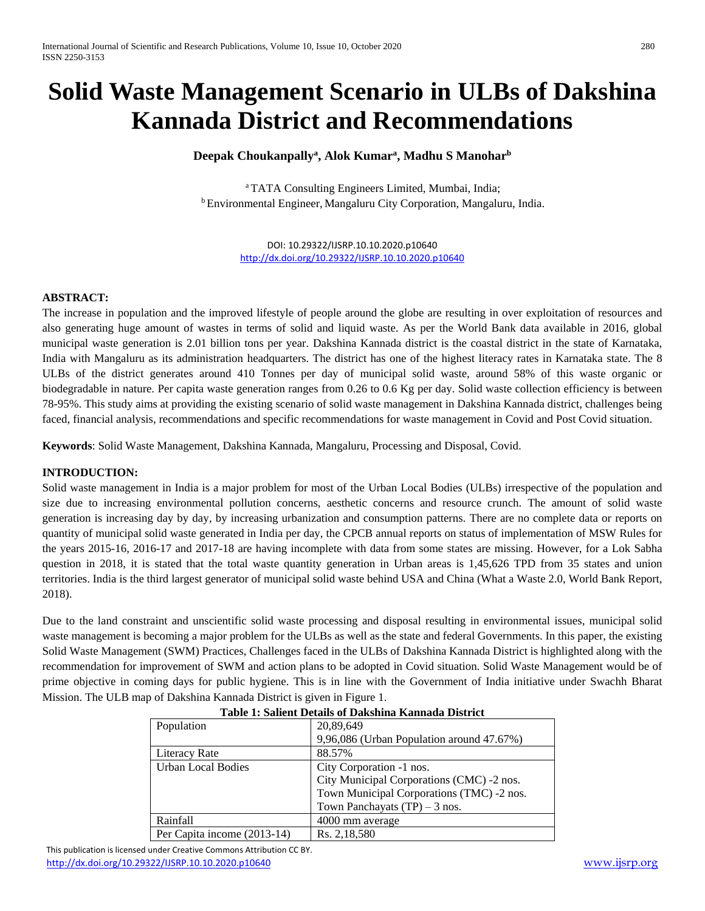# Solid Waste Management Scenario in ULBs of Dakshina Kannada District and Recommendations

**Deepak Choukanpally[a], Alok Kumar[a], Madhu S Manohar[b]**

[a] TATA Consulting Engineers Limited, Mumbai, India;
[b] Environmental Engineer, Mangaluru City Corporation, Mangaluru, India.

DOI: 10.29322/IJSRP.10.10.2020.p10640
http://dx.doi.org/10.29322/IJSRP.10.10.2020.p10640

**ABSTRACT:**

The increase in population and the improved lifestyle of people around the globe are resulting in over exploitation of resources and also generating huge amount of wastes in terms of solid and liquid waste. As per the World Bank data available in 2016, global municipal waste generation is 2.01 billion tons per year. Dakshina Kannada district is the coastal district in the state of Karnataka, India with Mangaluru as its administration headquarters. The district has one of the highest literacy rates in Karnataka state. The 8 ULBs of the district generates around 410 Tonnes per day of municipal solid waste, around 58% of this waste organic or biodegradable in nature. Per capita waste generation ranges from 0.26 to 0.6 Kg per day. Solid waste collection efficiency is between 78-95%. This study aims at providing the existing scenario of solid waste management in Dakshina Kannada district, challenges being faced, financial analysis, recommendations and specific recommendations for waste management in Covid and Post Covid situation.

**Keywords**: Solid Waste Management, Dakshina Kannada, Mangaluru, Processing and Disposal, Covid.

**INTRODUCTION:**

Solid waste management in India is a major problem for most of the Urban Local Bodies (ULBs) irrespective of the population and size due to increasing environmental pollution concerns, aesthetic concerns and resource crunch. The amount of solid waste generation is increasing day by day, by increasing urbanization and consumption patterns. There are no complete data or reports on quantity of municipal solid waste generated in India per day, the CPCB annual reports on status of implementation of MSW Rules for the years 2015-16, 2016-17 and 2017-18 are having incomplete with data from some states are missing. However, for a Lok Sabha question in 2018, it is stated that the total waste quantity generation in Urban areas is 1,45,626 TPD from 35 states and union territories. India is the third largest generator of municipal solid waste behind USA and China (What a Waste 2.0, World Bank Report, 2018).

Due to the land constraint and unscientific solid waste processing and disposal resulting in environmental issues, municipal solid waste management is becoming a major problem for the ULBs as well as the state and federal Governments. In this paper, the existing Solid Waste Management (SWM) Practices, Challenges faced in the ULBs of Dakshina Kannada District is highlighted along with the recommendation for improvement of SWM and action plans to be adopted in Covid situation. Solid Waste Management would be of prime objective in coming days for public hygiene. This is in line with the Government of India initiative under Swachh Bharat Mission. The ULB map of Dakshina Kannada District is given in Figure 1.

**Table 1: Salient Details of Dakshina Kannada District**

| | |
|---|---|
| Population | 20,89,649<br>9,96,086 (Urban Population around 47.67%) |
| Literacy Rate | 88.57% |
| Urban Local Bodies | City Corporation -1 nos.<br>City Municipal Corporations (CMC) -2 nos.<br>Town Municipal Corporations (TMC) -2 nos.<br>Town Panchayats (TP) – 3 nos. |
| Rainfall | 4000 mm average |
| Per Capita income (2013-14) | Rs. 2,18,580 |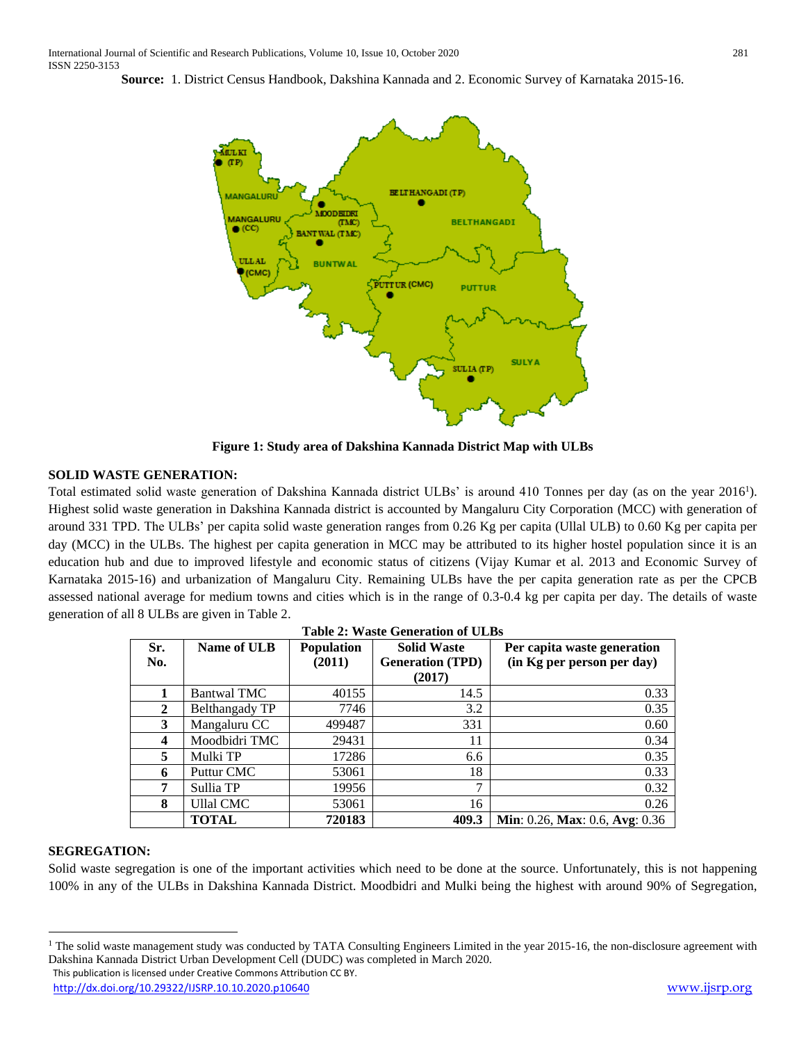**Source:** 1. District Census Handbook, Dakshina Kannada and 2. Economic Survey of Karnataka 2015-16.

**Figure 1: Study area of Dakshina Kannada District Map with ULBs**

## SOLID WASTE GENERATION:

Total estimated solid waste generation of Dakshina Kannada district ULBs' is around 410 Tonnes per day (as on the year 2016[1]). Highest solid waste generation in Dakshina Kannada district is accounted by Mangaluru City Corporation (MCC) with generation of around 331 TPD. The ULBs' per capita solid waste generation ranges from 0.26 Kg per capita (Ullal ULB) to 0.60 Kg per capita per day (MCC) in the ULBs. The highest per capita generation in MCC may be attributed to its higher hostel population since it is an education hub and due to improved lifestyle and economic status of citizens (Vijay Kumar et al. 2013 and Economic Survey of Karnataka 2015-16) and urbanization of Mangaluru City. Remaining ULBs have the per capita generation rate as per the CPCB assessed national average for medium towns and cities which is in the range of 0.3-0.4 kg per capita per day. The details of waste generation of all 8 ULBs are given in Table 2.

**Table 2: Waste Generation of ULBs**

| Sr. No. | Name of ULB | Population (2011) | Solid Waste Generation (TPD) (2017) | Per capita waste generation (in Kg per person per day) |
|---|---|---|---|---|
| 1 | Bantwal TMC | 40155 | 14.5 | 0.33 |
| 2 | Belthangady TP | 7746 | 3.2 | 0.35 |
| 3 | Mangaluru CC | 499487 | 331 | 0.60 |
| 4 | Moodbidri TMC | 29431 | 11 | 0.34 |
| 5 | Mulki TP | 17286 | 6.6 | 0.35 |
| 6 | Puttur CMC | 53061 | 18 | 0.33 |
| 7 | Sullia TP | 19956 | 7 | 0.32 |
| 8 | Ullal CMC | 53061 | 16 | 0.26 |
| | **TOTAL** | **720183** | **409.3** | **Min**: 0.26, **Max**: 0.6, **Avg**: 0.36 |

## SEGREGATION:

Solid waste segregation is one of the important activities which need to be done at the source. Unfortunately, this is not happening 100% in any of the ULBs in Dakshina Kannada District. Moodbidri and Mulki being the highest with around 90% of Segregation,

[1] The solid waste management study was conducted by TATA Consulting Engineers Limited in the year 2015-16, the non-disclosure agreement with Dakshina Kannada District Urban Development Cell (DUDC) was completed in March 2020.

This publication is licensed under Creative Commons Attribution CC BY.

http://dx.doi.org/10.29322/IJSRP.10.10.2020.p10640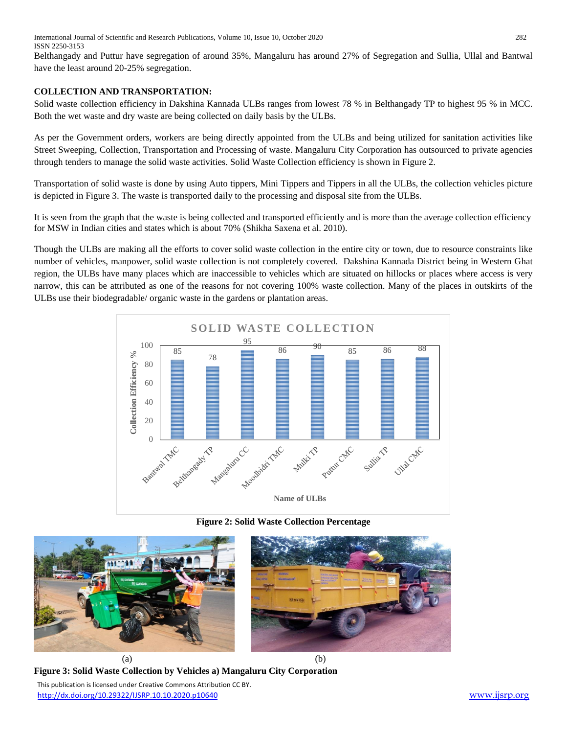Belthangady and Puttur have segregation of around 35%, Mangaluru has around 27% of Segregation and Sullia, Ullal and Bantwal have the least around 20-25% segregation.

**COLLECTION AND TRANSPORTATION:**

Solid waste collection efficiency in Dakshina Kannada ULBs ranges from lowest 78 % in Belthangady TP to highest 95 % in MCC. Both the wet waste and dry waste are being collected on daily basis by the ULBs.

As per the Government orders, workers are being directly appointed from the ULBs and being utilized for sanitation activities like Street Sweeping, Collection, Transportation and Processing of waste. Mangaluru City Corporation has outsourced to private agencies through tenders to manage the solid waste activities. Solid Waste Collection efficiency is shown in Figure 2.

Transportation of solid waste is done by using Auto tippers, Mini Tippers and Tippers in all the ULBs, the collection vehicles picture is depicted in Figure 3. The waste is transported daily to the processing and disposal site from the ULBs.

It is seen from the graph that the waste is being collected and transported efficiently and is more than the average collection efficiency for MSW in Indian cities and states which is about 70% (Shikha Saxena et al. 2010).

Though the ULBs are making all the efforts to cover solid waste collection in the entire city or town, due to resource constraints like number of vehicles, manpower, solid waste collection is not completely covered. Dakshina Kannada District being in Western Ghat region, the ULBs have many places which are inaccessible to vehicles which are situated on hillocks or places where access is very narrow, this can be attributed as one of the reasons for not covering 100% waste collection. Many of the places in outskirts of the ULBs use their biodegradable/ organic waste in the gardens or plantation areas.

**Figure 2: Solid Waste Collection Percentage**

(a) (b)

**Figure 3: Solid Waste Collection by Vehicles a) Mangaluru City Corporation**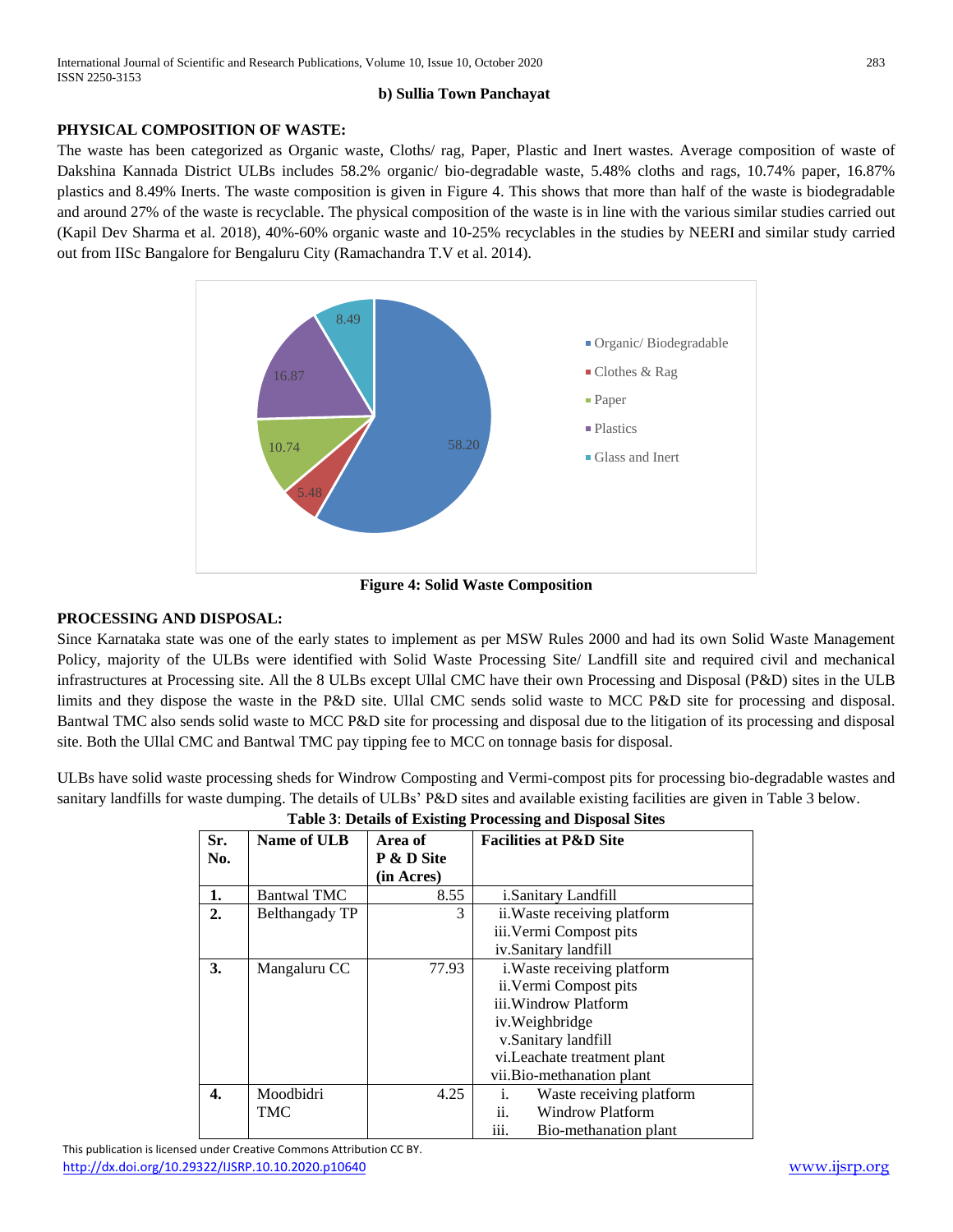**b) Sullia Town Panchayat**

## PHYSICAL COMPOSITION OF WASTE:

The waste has been categorized as Organic waste, Cloths/ rag, Paper, Plastic and Inert wastes. Average composition of waste of Dakshina Kannada District ULBs includes 58.2% organic/ bio-degradable waste, 5.48% cloths and rags, 10.74% paper, 16.87% plastics and 8.49% Inerts. The waste composition is given in Figure 4. This shows that more than half of the waste is biodegradable and around 27% of the waste is recyclable. The physical composition of the waste is in line with the various similar studies carried out (Kapil Dev Sharma et al. 2018), 40%-60% organic waste and 10-25% recyclables in the studies by NEERI and similar study carried out from IISc Bangalore for Bengaluru City (Ramachandra T.V et al. 2014).

**Figure 4: Solid Waste Composition**

## PROCESSING AND DISPOSAL:

Since Karnataka state was one of the early states to implement as per MSW Rules 2000 and had its own Solid Waste Management Policy, majority of the ULBs were identified with Solid Waste Processing Site/ Landfill site and required civil and mechanical infrastructures at Processing site. All the 8 ULBs except Ullal CMC have their own Processing and Disposal (P&D) sites in the ULB limits and they dispose the waste in the P&D site. Ullal CMC sends solid waste to MCC P&D site for processing and disposal. Bantwal TMC also sends solid waste to MCC P&D site for processing and disposal due to the litigation of its processing and disposal site. Both the Ullal CMC and Bantwal TMC pay tipping fee to MCC on tonnage basis for disposal.

ULBs have solid waste processing sheds for Windrow Composting and Vermi-compost pits for processing bio-degradable wastes and sanitary landfills for waste dumping. The details of ULBs' P&D sites and available existing facilities are given in Table 3 below.

**Table 3**: **Details of Existing Processing and Disposal Sites**

| Sr. No. | Name of ULB | Area of P & D Site (in Acres) | Facilities at P&D Site |
|---|---|---|---|
| 1. | Bantwal TMC | 8.55 | i.Sanitary Landfill |
| 2. | Belthangady TP | 3 | ii.Waste receiving platform<br>iii.Vermi Compost pits<br>iv.Sanitary landfill |
| 3. | Mangaluru CC | 77.93 | i.Waste receiving platform<br>ii.Vermi Compost pits<br>iii.Windrow Platform<br>iv.Weighbridge<br>v.Sanitary landfill<br>vi.Leachate treatment plant<br>vii.Bio-methanation plant |
| 4. | Moodbidri TMC | 4.25 | i. Waste receiving platform<br>ii. Windrow Platform<br>iii. Bio-methanation plant |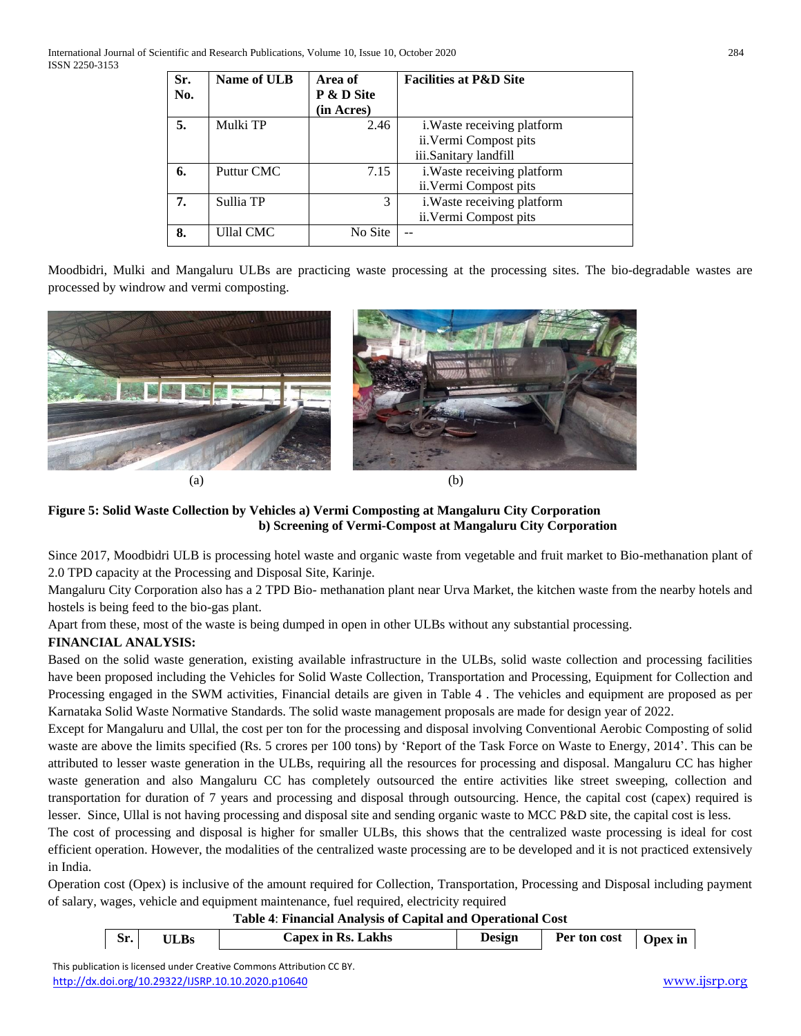| Sr. No. | Name of ULB | Area of P & D Site (in Acres) | Facilities at P&D Site |
|---|---|---|---|
| 5. | Mulki TP | 2.46 | i.Waste receiving platform<br>ii.Vermi Compost pits<br>iii.Sanitary landfill |
| 6. | Puttur CMC | 7.15 | i.Waste receiving platform<br>ii.Vermi Compost pits |
| 7. | Sullia TP | 3 | i.Waste receiving platform<br>ii.Vermi Compost pits |
| 8. | Ullal CMC | No Site | -- |

Moodbidri, Mulki and Mangaluru ULBs are practicing waste processing at the processing sites. The bio-degradable wastes are processed by windrow and vermi composting.

(a) (b)

**Figure 5: Solid Waste Collection by Vehicles a) Vermi Composting at Mangaluru City Corporation b) Screening of Vermi-Compost at Mangaluru City Corporation**

Since 2017, Moodbidri ULB is processing hotel waste and organic waste from vegetable and fruit market to Bio-methanation plant of 2.0 TPD capacity at the Processing and Disposal Site, Karinje.

Mangaluru City Corporation also has a 2 TPD Bio- methanation plant near Urva Market, the kitchen waste from the nearby hotels and hostels is being feed to the bio-gas plant.

Apart from these, most of the waste is being dumped in open in other ULBs without any substantial processing.

**FINANCIAL ANALYSIS:**

Based on the solid waste generation, existing available infrastructure in the ULBs, solid waste collection and processing facilities have been proposed including the Vehicles for Solid Waste Collection, Transportation and Processing, Equipment for Collection and Processing engaged in the SWM activities, Financial details are given in Table 4 . The vehicles and equipment are proposed as per Karnataka Solid Waste Normative Standards. The solid waste management proposals are made for design year of 2022.

Except for Mangaluru and Ullal, the cost per ton for the processing and disposal involving Conventional Aerobic Composting of solid waste are above the limits specified (Rs. 5 crores per 100 tons) by 'Report of the Task Force on Waste to Energy, 2014'. This can be attributed to lesser waste generation in the ULBs, requiring all the resources for processing and disposal. Mangaluru CC has higher waste generation and also Mangaluru CC has completely outsourced the entire activities like street sweeping, collection and transportation for duration of 7 years and processing and disposal through outsourcing. Hence, the capital cost (capex) required is lesser. Since, Ullal is not having processing and disposal site and sending organic waste to MCC P&D site, the capital cost is less.

The cost of processing and disposal is higher for smaller ULBs, this shows that the centralized waste processing is ideal for cost efficient operation. However, the modalities of the centralized waste processing are to be developed and it is not practiced extensively in India.

Operation cost (Opex) is inclusive of the amount required for Collection, Transportation, Processing and Disposal including payment of salary, wages, vehicle and equipment maintenance, fuel required, electricity required

**Table 4**: **Financial Analysis of Capital and Operational Cost**

| Sr. | ULBs | Capex in Rs. Lakhs | Design | Per ton cost | Opex in |
|---|---|---|---|---|---|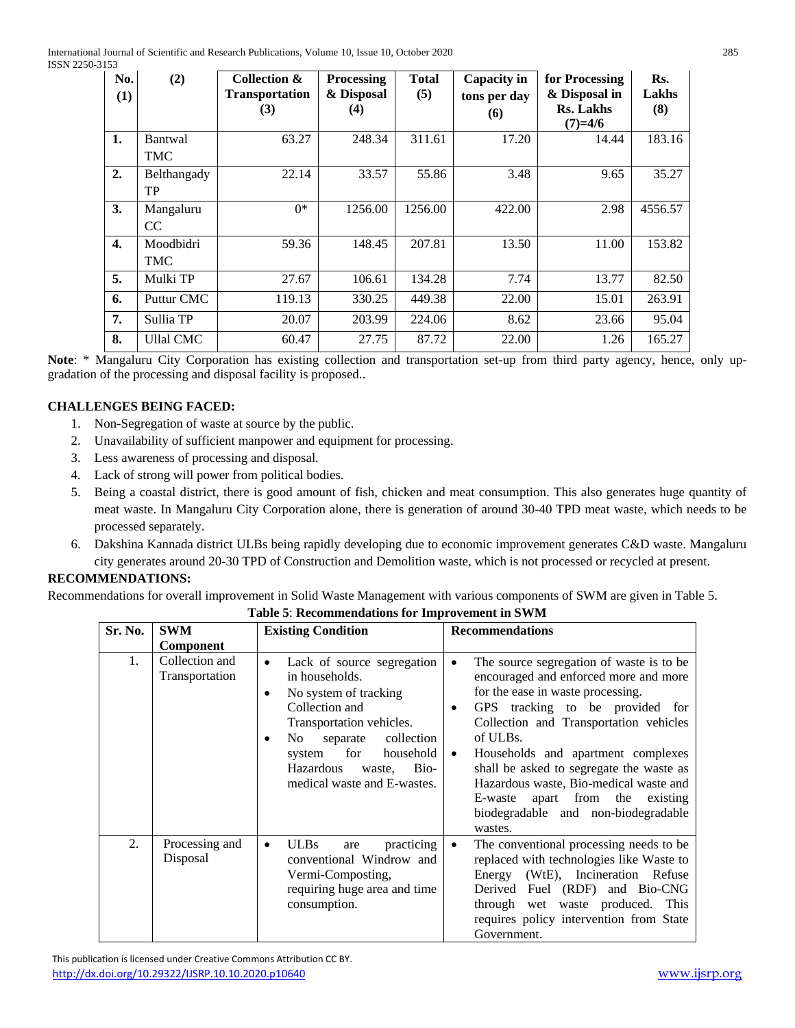| No. (1) | (2) | Collection & Transportation (3) | Processing & Disposal (4) | Total (5) | Capacity in tons per day (6) | for Processing & Disposal in Rs. Lakhs (7)=4/6 | Rs. Lakhs (8) |
|---|---|---|---|---|---|---|---|
| 1. | Bantwal TMC | 63.27 | 248.34 | 311.61 | 17.20 | 14.44 | 183.16 |
| 2. | Belthangady TP | 22.14 | 33.57 | 55.86 | 3.48 | 9.65 | 35.27 |
| 3. | Mangaluru CC | 0* | 1256.00 | 1256.00 | 422.00 | 2.98 | 4556.57 |
| 4. | Moodbidri TMC | 59.36 | 148.45 | 207.81 | 13.50 | 11.00 | 153.82 |
| 5. | Mulki TP | 27.67 | 106.61 | 134.28 | 7.74 | 13.77 | 82.50 |
| 6. | Puttur CMC | 119.13 | 330.25 | 449.38 | 22.00 | 15.01 | 263.91 |
| 7. | Sullia TP | 20.07 | 203.99 | 224.06 | 8.62 | 23.66 | 95.04 |
| 8. | Ullal CMC | 60.47 | 27.75 | 87.72 | 22.00 | 1.26 | 165.27 |

**Note**: * Mangaluru City Corporation has existing collection and transportation set-up from third party agency, hence, only up-gradation of the processing and disposal facility is proposed..

**CHALLENGES BEING FACED:**

1. Non-Segregation of waste at source by the public.
2. Unavailability of sufficient manpower and equipment for processing.
3. Less awareness of processing and disposal.
4. Lack of strong will power from political bodies.
5. Being a coastal district, there is good amount of fish, chicken and meat consumption. This also generates huge quantity of meat waste. In Mangaluru City Corporation alone, there is generation of around 30-40 TPD meat waste, which needs to be processed separately.
6. Dakshina Kannada district ULBs being rapidly developing due to economic improvement generates C&D waste. Mangaluru city generates around 20-30 TPD of Construction and Demolition waste, which is not processed or recycled at present.

**RECOMMENDATIONS:**

Recommendations for overall improvement in Solid Waste Management with various components of SWM are given in Table 5.

**Table 5**: **Recommendations for Improvement in SWM**

| Sr. No. | SWM Component | Existing Condition | Recommendations |
|---|---|---|---|
| 1. | Collection and Transportation | • Lack of source segregation in households.<br>• No system of tracking Collection and Transportation vehicles.<br>• No separate collection system for household Hazardous waste, Bio-medical waste and E-wastes. | • The source segregation of waste is to be encouraged and enforced more and more for the ease in waste processing.<br>• GPS tracking to be provided for Collection and Transportation vehicles of ULBs.<br>• Households and apartment complexes shall be asked to segregate the waste as Hazardous waste, Bio-medical waste and E-waste apart from the existing biodegradable and non-biodegradable wastes. |
| 2. | Processing and Disposal | • ULBs are practicing conventional Windrow and Vermi-Composting, requiring huge area and time consumption. | • The conventional processing needs to be replaced with technologies like Waste to Energy (WtE), Incineration Refuse Derived Fuel (RDF) and Bio-CNG through wet waste produced. This requires policy intervention from State Government. |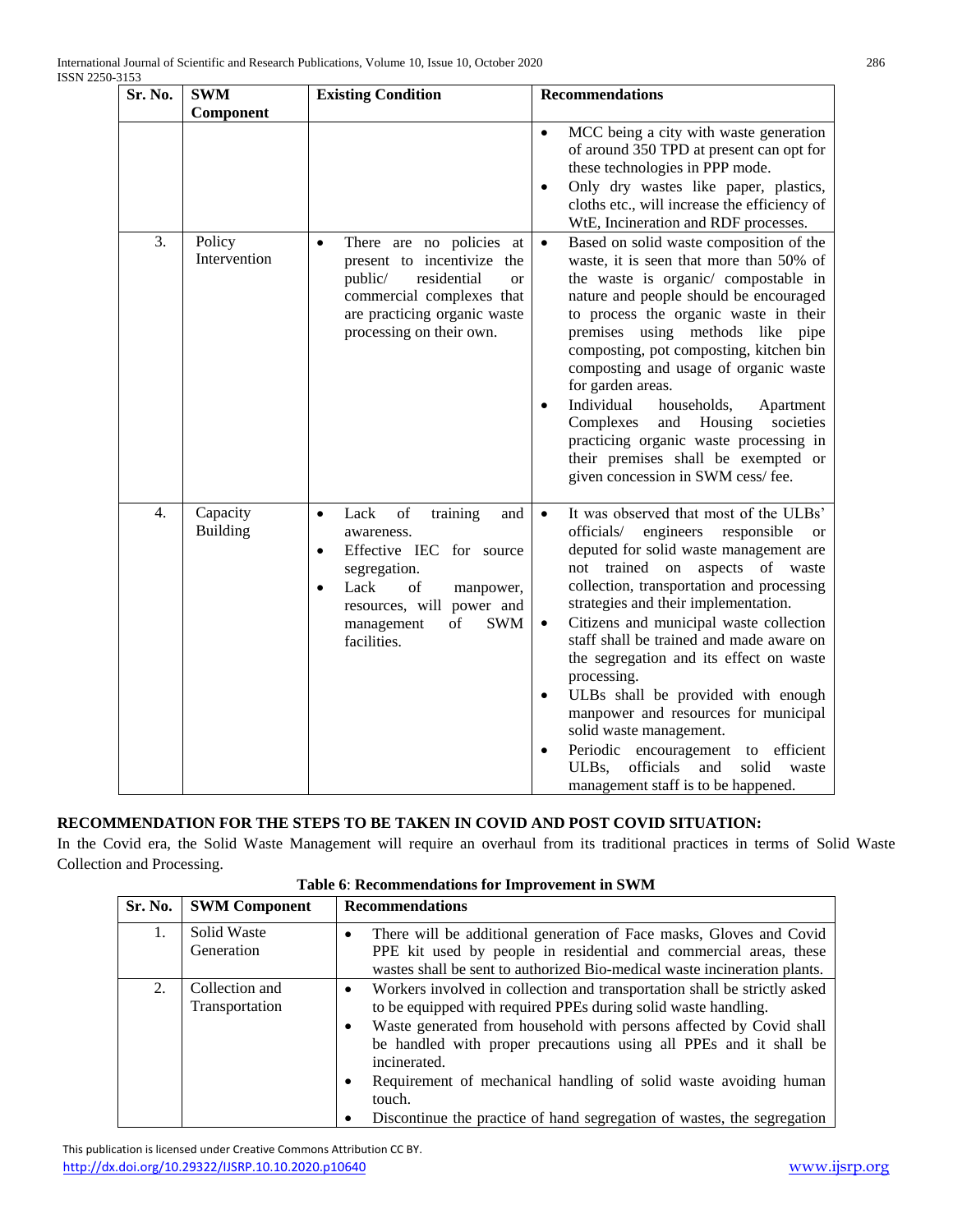| Sr. No. | SWM Component | Existing Condition | Recommendations |
|---|---|---|---|
| | | | • MCC being a city with waste generation of around 350 TPD at present can opt for these technologies in PPP mode.<br>• Only dry wastes like paper, plastics, cloths etc., will increase the efficiency of WtE, Incineration and RDF processes. |
| 3. | Policy Intervention | • There are no policies at present to incentivize the public/ residential or commercial complexes that are practicing organic waste processing on their own. | • Based on solid waste composition of the waste, it is seen that more than 50% of the waste is organic/ compostable in nature and people should be encouraged to process the organic waste in their premises using methods like pipe composting, pot composting, kitchen bin composting and usage of organic waste for garden areas.<br>• Individual households, Apartment Complexes and Housing societies practicing organic waste processing in their premises shall be exempted or given concession in SWM cess/ fee. |
| 4. | Capacity Building | • Lack of training and awareness.<br>• Effective IEC for source segregation.<br>• Lack of manpower, resources, will power and management of SWM facilities. | • It was observed that most of the ULBs' officials/ engineers responsible or deputed for solid waste management are not trained on aspects of waste collection, transportation and processing strategies and their implementation.<br>• Citizens and municipal waste collection staff shall be trained and made aware on the segregation and its effect on waste processing.<br>• ULBs shall be provided with enough manpower and resources for municipal solid waste management.<br>• Periodic encouragement to efficient ULBs, officials and solid waste management staff is to be happened. |

**RECOMMENDATION FOR THE STEPS TO BE TAKEN IN COVID AND POST COVID SITUATION:**

In the Covid era, the Solid Waste Management will require an overhaul from its traditional practices in terms of Solid Waste Collection and Processing.

**Table 6**: **Recommendations for Improvement in SWM**

| Sr. No. | SWM Component | Recommendations |
|---|---|---|
| 1. | Solid Waste Generation | • There will be additional generation of Face masks, Gloves and Covid PPE kit used by people in residential and commercial areas, these wastes shall be sent to authorized Bio-medical waste incineration plants. |
| 2. | Collection and Transportation | • Workers involved in collection and transportation shall be strictly asked to be equipped with required PPEs during solid waste handling.<br>• Waste generated from household with persons affected by Covid shall be handled with proper precautions using all PPEs and it shall be incinerated.<br>• Requirement of mechanical handling of solid waste avoiding human touch.<br>• Discontinue the practice of hand segregation of wastes, the segregation |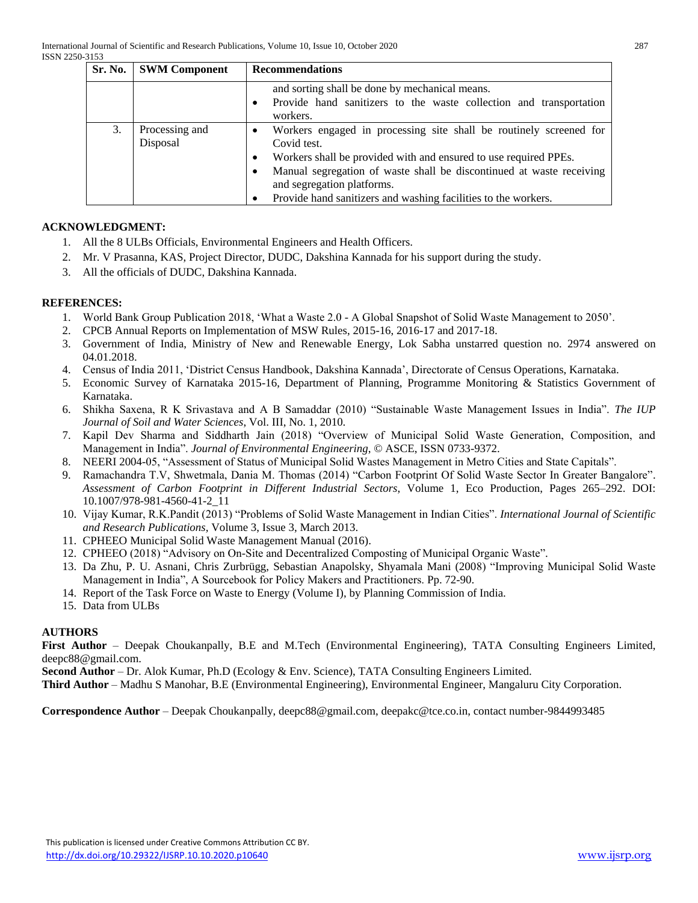| Sr. No. | SWM Component | Recommendations |
|---|---|---|
| | | and sorting shall be done by mechanical means.<br>• Provide hand sanitizers to the waste collection and transportation workers. |
| 3. | Processing and Disposal | • Workers engaged in processing site shall be routinely screened for Covid test.<br>• Workers shall be provided with and ensured to use required PPEs.<br>• Manual segregation of waste shall be discontinued at waste receiving and segregation platforms.<br>• Provide hand sanitizers and washing facilities to the workers. |

**ACKNOWLEDGMENT:**

1. All the 8 ULBs Officials, Environmental Engineers and Health Officers.
2. Mr. V Prasanna, KAS, Project Director, DUDC, Dakshina Kannada for his support during the study.
3. All the officials of DUDC, Dakshina Kannada.

**REFERENCES:**

1. World Bank Group Publication 2018, 'What a Waste 2.0 - A Global Snapshot of Solid Waste Management to 2050'.
2. CPCB Annual Reports on Implementation of MSW Rules, 2015-16, 2016-17 and 2017-18.
3. Government of India, Ministry of New and Renewable Energy, Lok Sabha unstarred question no. 2974 answered on 04.01.2018.
4. Census of India 2011, 'District Census Handbook, Dakshina Kannada', Directorate of Census Operations, Karnataka.
5. Economic Survey of Karnataka 2015-16, Department of Planning, Programme Monitoring & Statistics Government of Karnataka.
6. Shikha Saxena, R K Srivastava and A B Samaddar (2010) "Sustainable Waste Management Issues in India". *The IUP Journal of Soil and Water Sciences*, Vol. III, No. 1, 2010.
7. Kapil Dev Sharma and Siddharth Jain (2018) "Overview of Municipal Solid Waste Generation, Composition, and Management in India". *Journal of Environmental Engineering*, © ASCE, ISSN 0733-9372.
8. NEERI 2004-05, "Assessment of Status of Municipal Solid Wastes Management in Metro Cities and State Capitals".
9. Ramachandra T.V, Shwetmala, Dania M. Thomas (2014) "Carbon Footprint Of Solid Waste Sector In Greater Bangalore". *Assessment of Carbon Footprint in Different Industrial Sectors*, Volume 1, Eco Production, Pages 265–292. DOI: 10.1007/978-981-4560-41-2_11
10. Vijay Kumar, R.K.Pandit (2013) "Problems of Solid Waste Management in Indian Cities". *International Journal of Scientific and Research Publications*, Volume 3, Issue 3, March 2013.
11. CPHEEO Municipal Solid Waste Management Manual (2016).
12. CPHEEO (2018) "Advisory on On-Site and Decentralized Composting of Municipal Organic Waste".
13. Da Zhu, P. U. Asnani, Chris Zurbrügg, Sebastian Anapolsky, Shyamala Mani (2008) "Improving Municipal Solid Waste Management in India", A Sourcebook for Policy Makers and Practitioners. Pp. 72-90.
14. Report of the Task Force on Waste to Energy (Volume I), by Planning Commission of India.
15. Data from ULBs

**AUTHORS**

**First Author** – Deepak Choukanpally, B.E and M.Tech (Environmental Engineering), TATA Consulting Engineers Limited, deepc88@gmail.com.

**Second Author** – Dr. Alok Kumar, Ph.D (Ecology & Env. Science), TATA Consulting Engineers Limited.

**Third Author** – Madhu S Manohar, B.E (Environmental Engineering), Environmental Engineer, Mangaluru City Corporation.

**Correspondence Author** – Deepak Choukanpally, deepc88@gmail.com, deepakc@tce.co.in, contact number-9844993485